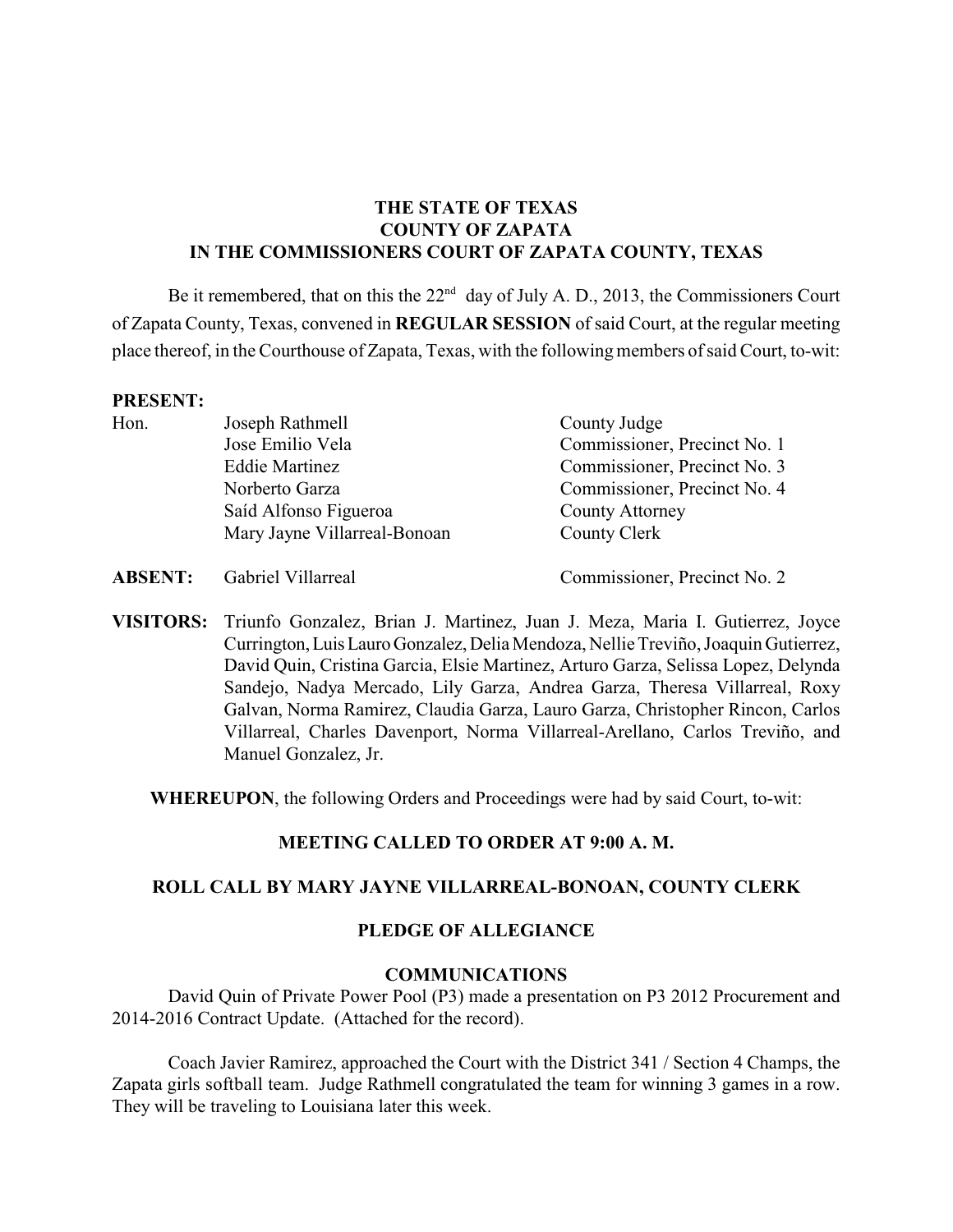**THE STATE OF TEXAS**
**COUNTY OF ZAPATA**
**IN THE COMMISSIONERS COURT OF ZAPATA COUNTY, TEXAS**

Be it remembered, that on this the 22nd day of July A. D., 2013, the Commissioners Court of Zapata County, Texas, convened in **REGULAR SESSION** of said Court, at the regular meeting place thereof, in the Courthouse of Zapata, Texas, with the following members of said Court, to-wit:

**PRESENT:**

| | | |
|---|---|---|
| Hon. | Joseph Rathmell | County Judge |
| | Jose Emilio Vela | Commissioner, Precinct No. 1 |
| | Eddie Martinez | Commissioner, Precinct No. 3 |
| | Norberto Garza | Commissioner, Precinct No. 4 |
| | Saíd Alfonso Figueroa | County Attorney |
| | Mary Jayne Villarreal-Bonoan | County Clerk |
| **ABSENT:** | Gabriel Villarreal | Commissioner, Precinct No. 2 |

**VISITORS:** Triunfo Gonzalez, Brian J. Martinez, Juan J. Meza, Maria I. Gutierrez, Joyce Currington, Luis Lauro Gonzalez, Delia Mendoza, Nellie Treviño, Joaquin Gutierrez, David Quin, Cristina Garcia, Elsie Martinez, Arturo Garza, Selissa Lopez, Delynda Sandejo, Nadya Mercado, Lily Garza, Andrea Garza, Theresa Villarreal, Roxy Galvan, Norma Ramirez, Claudia Garza, Lauro Garza, Christopher Rincon, Carlos Villarreal, Charles Davenport, Norma Villarreal-Arellano, Carlos Treviño, and Manuel Gonzalez, Jr.

**WHEREUPON**, the following Orders and Proceedings were had by said Court, to-wit:

**MEETING CALLED TO ORDER AT 9:00 A. M.**

**ROLL CALL BY MARY JAYNE VILLARREAL-BONOAN, COUNTY CLERK**

**PLEDGE OF ALLEGIANCE**

**COMMUNICATIONS**

David Quin of Private Power Pool (P3) made a presentation on P3 2012 Procurement and 2014-2016 Contract Update. (Attached for the record).

Coach Javier Ramirez, approached the Court with the District 341 / Section 4 Champs, the Zapata girls softball team. Judge Rathmell congratulated the team for winning 3 games in a row. They will be traveling to Louisiana later this week.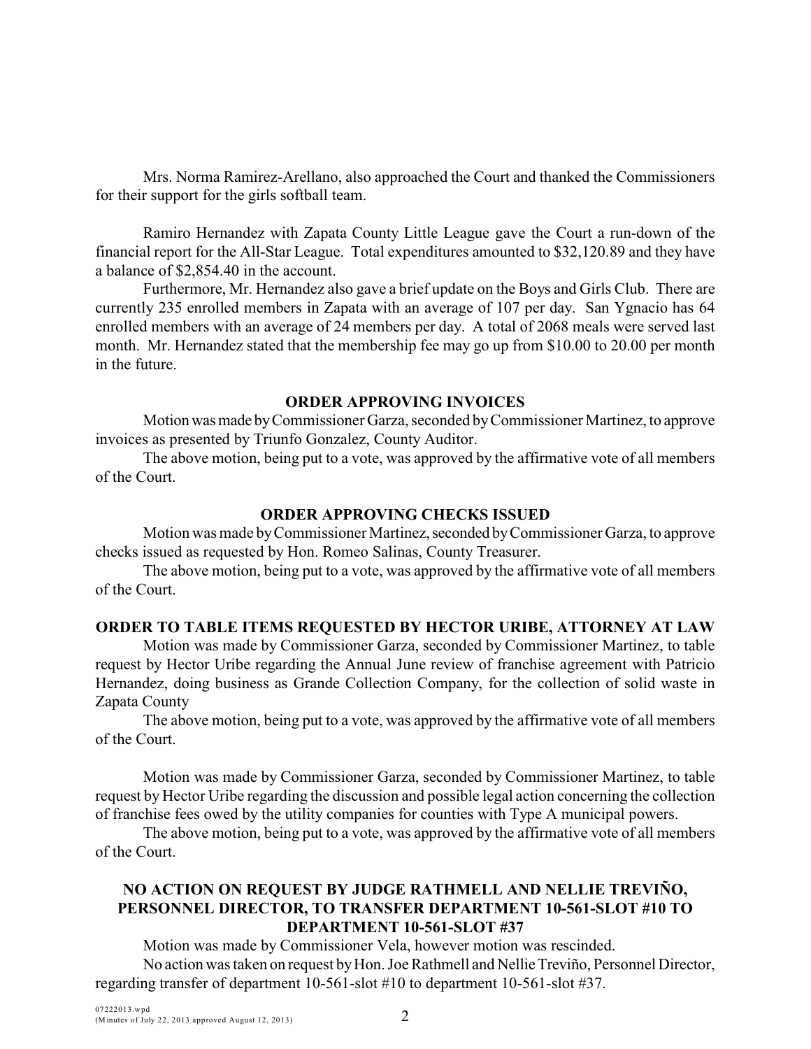Mrs. Norma Ramirez-Arellano, also approached the Court and thanked the Commissioners for their support for the girls softball team.

Ramiro Hernandez with Zapata County Little League gave the Court a run-down of the financial report for the All-Star League. Total expenditures amounted to $32,120.89 and they have a balance of $2,854.40 in the account.

Furthermore, Mr. Hernandez also gave a brief update on the Boys and Girls Club. There are currently 235 enrolled members in Zapata with an average of 107 per day. San Ygnacio has 64 enrolled members with an average of 24 members per day. A total of 2068 meals were served last month. Mr. Hernandez stated that the membership fee may go up from $10.00 to 20.00 per month in the future.

### ORDER APPROVING INVOICES

Motion was made by Commissioner Garza, seconded by Commissioner Martinez, to approve invoices as presented by Triunfo Gonzalez, County Auditor.

The above motion, being put to a vote, was approved by the affirmative vote of all members of the Court.

### ORDER APPROVING CHECKS ISSUED

Motion was made by Commissioner Martinez, seconded by Commissioner Garza, to approve checks issued as requested by Hon. Romeo Salinas, County Treasurer.

The above motion, being put to a vote, was approved by the affirmative vote of all members of the Court.

### ORDER TO TABLE ITEMS REQUESTED BY HECTOR URIBE, ATTORNEY AT LAW

Motion was made by Commissioner Garza, seconded by Commissioner Martinez, to table request by Hector Uribe regarding the Annual June review of franchise agreement with Patricio Hernandez, doing business as Grande Collection Company, for the collection of solid waste in Zapata County

The above motion, being put to a vote, was approved by the affirmative vote of all members of the Court.

Motion was made by Commissioner Garza, seconded by Commissioner Martinez, to table request by Hector Uribe regarding the discussion and possible legal action concerning the collection of franchise fees owed by the utility companies for counties with Type A municipal powers.

The above motion, being put to a vote, was approved by the affirmative vote of all members of the Court.

### NO ACTION ON REQUEST BY JUDGE RATHMELL AND NELLIE TREVIÑO, PERSONNEL DIRECTOR, TO TRANSFER DEPARTMENT 10-561-SLOT #10 TO DEPARTMENT 10-561-SLOT #37

Motion was made by Commissioner Vela, however motion was rescinded.

No action was taken on request by Hon. Joe Rathmell and Nellie Treviño, Personnel Director, regarding transfer of department 10-561-slot #10 to department 10-561-slot #37.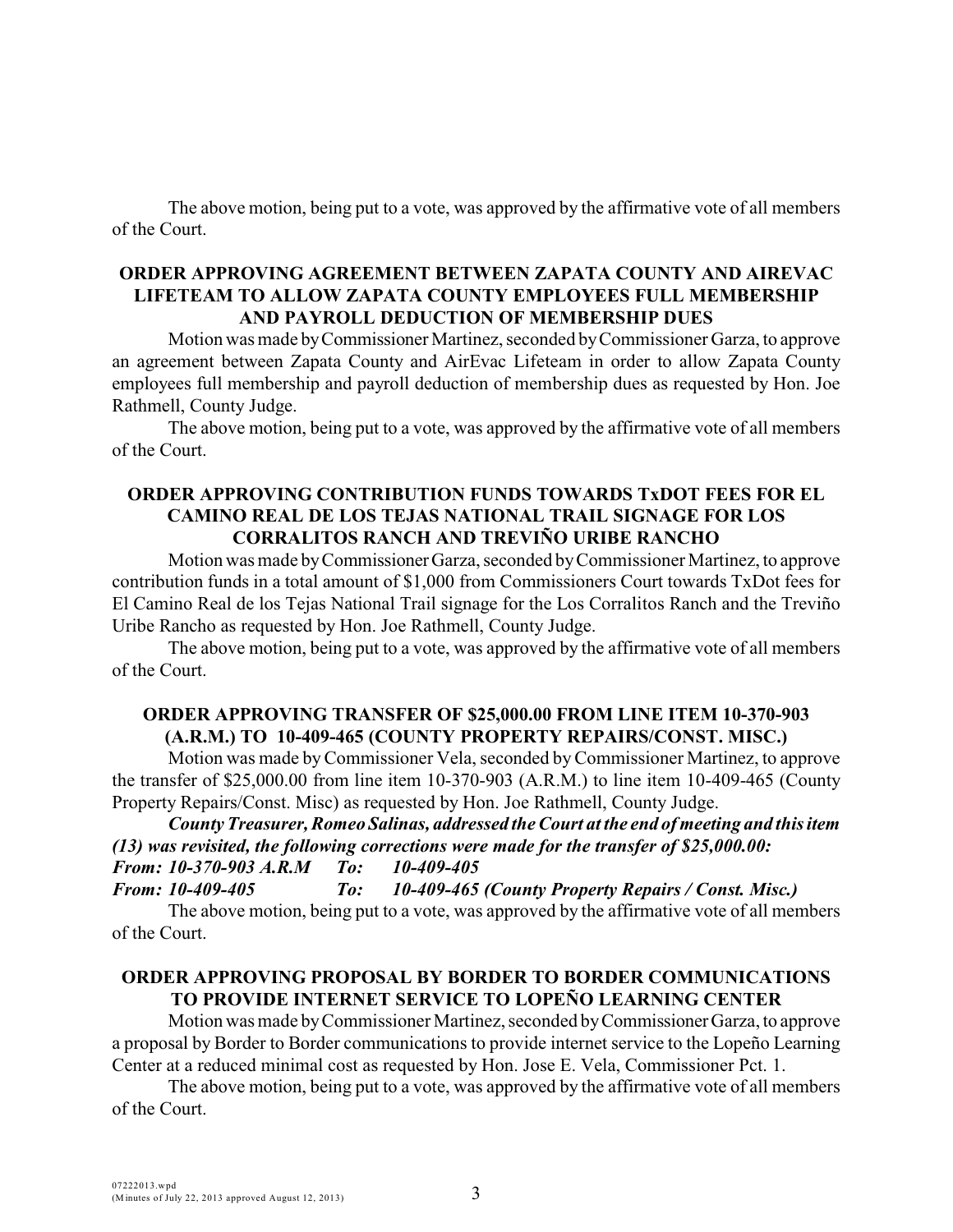The above motion, being put to a vote, was approved by the affirmative vote of all members of the Court.

### ORDER APPROVING AGREEMENT BETWEEN ZAPATA COUNTY AND AIREVAC LIFETEAM TO ALLOW ZAPATA COUNTY EMPLOYEES FULL MEMBERSHIP AND PAYROLL DEDUCTION OF MEMBERSHIP DUES

Motion was made by Commissioner Martinez, seconded by Commissioner Garza, to approve an agreement between Zapata County and AirEvac Lifeteam in order to allow Zapata County employees full membership and payroll deduction of membership dues as requested by Hon. Joe Rathmell, County Judge.

The above motion, being put to a vote, was approved by the affirmative vote of all members of the Court.

### ORDER APPROVING CONTRIBUTION FUNDS TOWARDS TxDOT FEES FOR EL CAMINO REAL DE LOS TEJAS NATIONAL TRAIL SIGNAGE FOR LOS CORRALITOS RANCH AND TREVIÑO URIBE RANCHO

Motion was made by Commissioner Garza, seconded by Commissioner Martinez, to approve contribution funds in a total amount of $1,000 from Commissioners Court towards TxDot fees for El Camino Real de los Tejas National Trail signage for the Los Corralitos Ranch and the Treviño Uribe Rancho as requested by Hon. Joe Rathmell, County Judge.

The above motion, being put to a vote, was approved by the affirmative vote of all members of the Court.

### ORDER APPROVING TRANSFER OF $25,000.00 FROM LINE ITEM 10-370-903 (A.R.M.) TO 10-409-465 (COUNTY PROPERTY REPAIRS/CONST. MISC.)

Motion was made by Commissioner Vela, seconded by Commissioner Martinez, to approve the transfer of $25,000.00 from line item 10-370-903 (A.R.M.) to line item 10-409-465 (County Property Repairs/Const. Misc) as requested by Hon. Joe Rathmell, County Judge.

***County Treasurer, Romeo Salinas, addressed the Court at the end of meeting and this item (13) was revisited, the following corrections were made for the transfer of $25,000.00:***

***From: 10-370-903 A.R.M To: 10-409-405***

***From: 10-409-405 To: 10-409-465 (County Property Repairs / Const. Misc.)***

The above motion, being put to a vote, was approved by the affirmative vote of all members of the Court.

### ORDER APPROVING PROPOSAL BY BORDER TO BORDER COMMUNICATIONS TO PROVIDE INTERNET SERVICE TO LOPEÑO LEARNING CENTER

Motion was made by Commissioner Martinez, seconded by Commissioner Garza, to approve a proposal by Border to Border communications to provide internet service to the Lopeño Learning Center at a reduced minimal cost as requested by Hon. Jose E. Vela, Commissioner Pct. 1.

The above motion, being put to a vote, was approved by the affirmative vote of all members of the Court.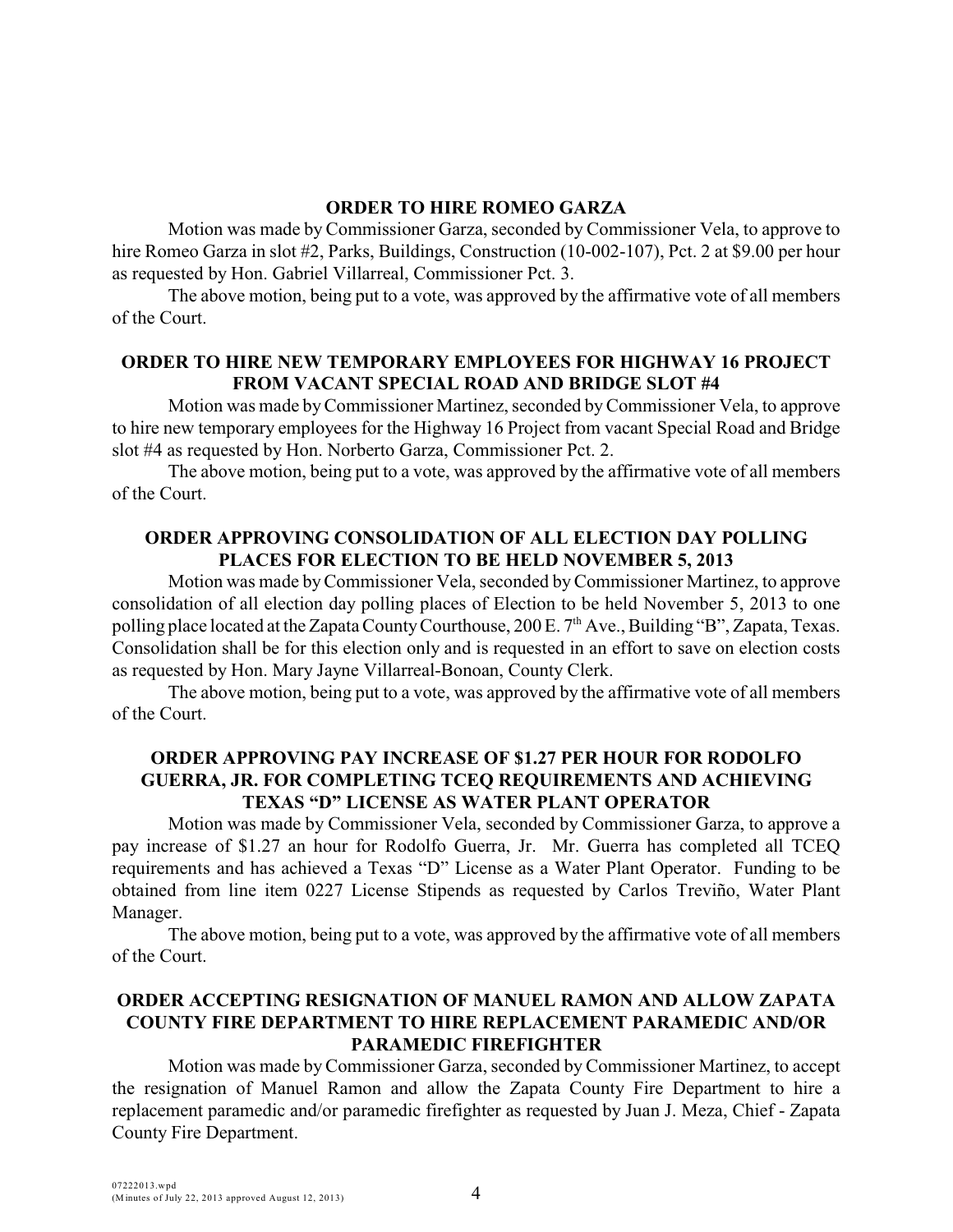**ORDER TO HIRE ROMEO GARZA**

Motion was made by Commissioner Garza, seconded by Commissioner Vela, to approve to hire Romeo Garza in slot #2, Parks, Buildings, Construction (10-002-107), Pct. 2 at $9.00 per hour as requested by Hon. Gabriel Villarreal, Commissioner Pct. 3.

The above motion, being put to a vote, was approved by the affirmative vote of all members of the Court.

**ORDER TO HIRE NEW TEMPORARY EMPLOYEES FOR HIGHWAY 16 PROJECT FROM VACANT SPECIAL ROAD AND BRIDGE SLOT #4**

Motion was made by Commissioner Martinez, seconded by Commissioner Vela, to approve to hire new temporary employees for the Highway 16 Project from vacant Special Road and Bridge slot #4 as requested by Hon. Norberto Garza, Commissioner Pct. 2.

The above motion, being put to a vote, was approved by the affirmative vote of all members of the Court.

**ORDER APPROVING CONSOLIDATION OF ALL ELECTION DAY POLLING PLACES FOR ELECTION TO BE HELD NOVEMBER 5, 2013**

Motion was made by Commissioner Vela, seconded by Commissioner Martinez, to approve consolidation of all election day polling places of Election to be held November 5, 2013 to one polling place located at the Zapata County Courthouse, 200 E. 7th Ave., Building "B", Zapata, Texas. Consolidation shall be for this election only and is requested in an effort to save on election costs as requested by Hon. Mary Jayne Villarreal-Bonoan, County Clerk.

The above motion, being put to a vote, was approved by the affirmative vote of all members of the Court.

**ORDER APPROVING PAY INCREASE OF $1.27 PER HOUR FOR RODOLFO GUERRA, JR. FOR COMPLETING TCEQ REQUIREMENTS AND ACHIEVING TEXAS "D" LICENSE AS WATER PLANT OPERATOR**

Motion was made by Commissioner Vela, seconded by Commissioner Garza, to approve a pay increase of $1.27 an hour for Rodolfo Guerra, Jr. Mr. Guerra has completed all TCEQ requirements and has achieved a Texas "D" License as a Water Plant Operator. Funding to be obtained from line item 0227 License Stipends as requested by Carlos Treviño, Water Plant Manager.

The above motion, being put to a vote, was approved by the affirmative vote of all members of the Court.

**ORDER ACCEPTING RESIGNATION OF MANUEL RAMON AND ALLOW ZAPATA COUNTY FIRE DEPARTMENT TO HIRE REPLACEMENT PARAMEDIC AND/OR PARAMEDIC FIREFIGHTER**

Motion was made by Commissioner Garza, seconded by Commissioner Martinez, to accept the resignation of Manuel Ramon and allow the Zapata County Fire Department to hire a replacement paramedic and/or paramedic firefighter as requested by Juan J. Meza, Chief - Zapata County Fire Department.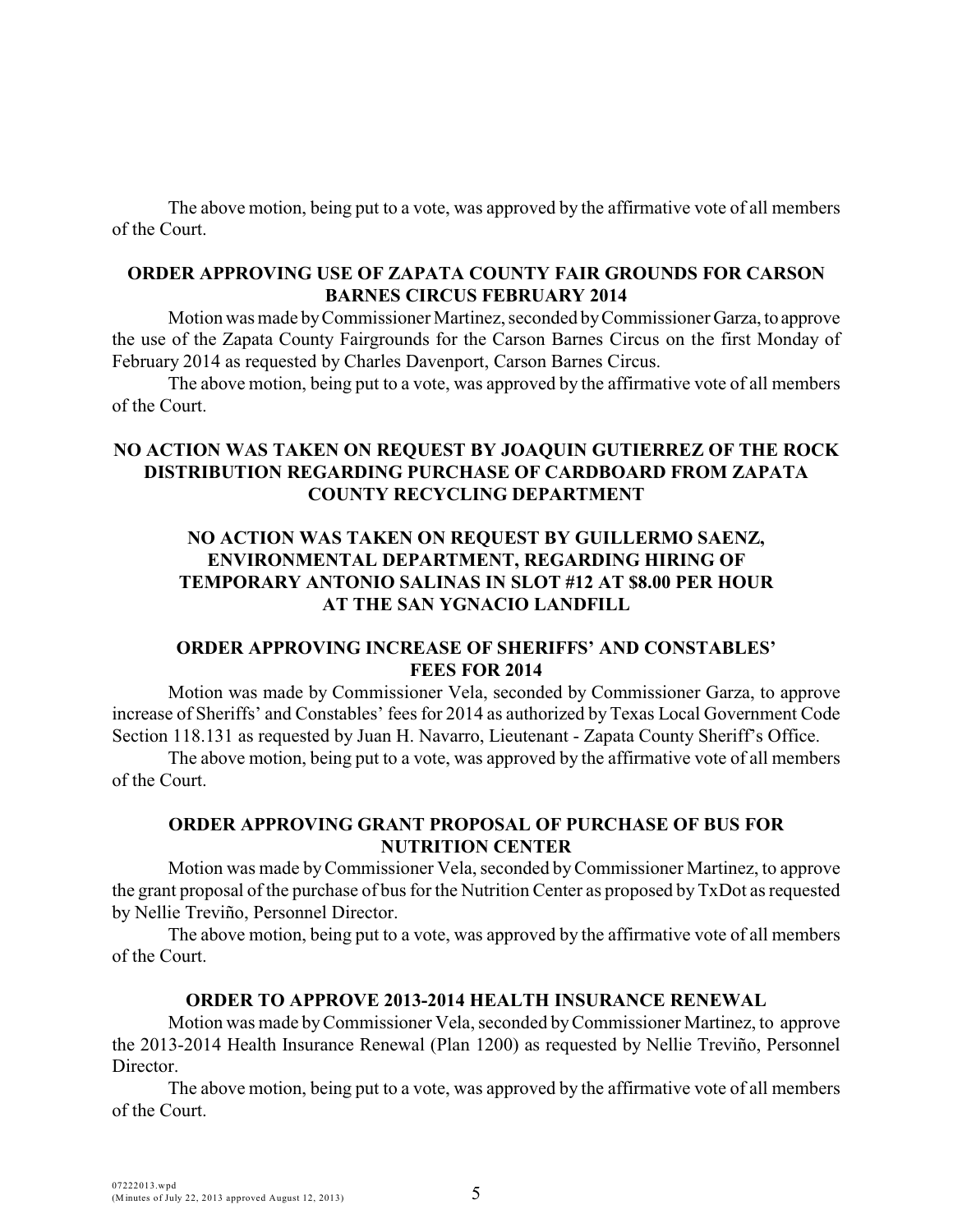The above motion, being put to a vote, was approved by the affirmative vote of all members of the Court.

**ORDER APPROVING USE OF ZAPATA COUNTY FAIR GROUNDS FOR CARSON BARNES CIRCUS FEBRUARY 2014**

Motion was made by Commissioner Martinez, seconded by Commissioner Garza, to approve the use of the Zapata County Fairgrounds for the Carson Barnes Circus on the first Monday of February 2014 as requested by Charles Davenport, Carson Barnes Circus.

The above motion, being put to a vote, was approved by the affirmative vote of all members of the Court.

**NO ACTION WAS TAKEN ON REQUEST BY JOAQUIN GUTIERREZ OF THE ROCK DISTRIBUTION REGARDING PURCHASE OF CARDBOARD FROM ZAPATA COUNTY RECYCLING DEPARTMENT**

**NO ACTION WAS TAKEN ON REQUEST BY GUILLERMO SAENZ, ENVIRONMENTAL DEPARTMENT, REGARDING HIRING OF TEMPORARY ANTONIO SALINAS IN SLOT #12 AT $8.00 PER HOUR AT THE SAN YGNACIO LANDFILL**

**ORDER APPROVING INCREASE OF SHERIFFS' AND CONSTABLES' FEES FOR 2014**

Motion was made by Commissioner Vela, seconded by Commissioner Garza, to approve increase of Sheriffs' and Constables' fees for 2014 as authorized by Texas Local Government Code Section 118.131 as requested by Juan H. Navarro, Lieutenant - Zapata County Sheriff's Office.

The above motion, being put to a vote, was approved by the affirmative vote of all members of the Court.

**ORDER APPROVING GRANT PROPOSAL OF PURCHASE OF BUS FOR NUTRITION CENTER**

Motion was made by Commissioner Vela, seconded by Commissioner Martinez, to approve the grant proposal of the purchase of bus for the Nutrition Center as proposed by TxDot as requested by Nellie Treviño, Personnel Director.

The above motion, being put to a vote, was approved by the affirmative vote of all members of the Court.

**ORDER TO APPROVE 2013-2014 HEALTH INSURANCE RENEWAL**

Motion was made by Commissioner Vela, seconded by Commissioner Martinez, to approve the 2013-2014 Health Insurance Renewal (Plan 1200) as requested by Nellie Treviño, Personnel Director.

The above motion, being put to a vote, was approved by the affirmative vote of all members of the Court.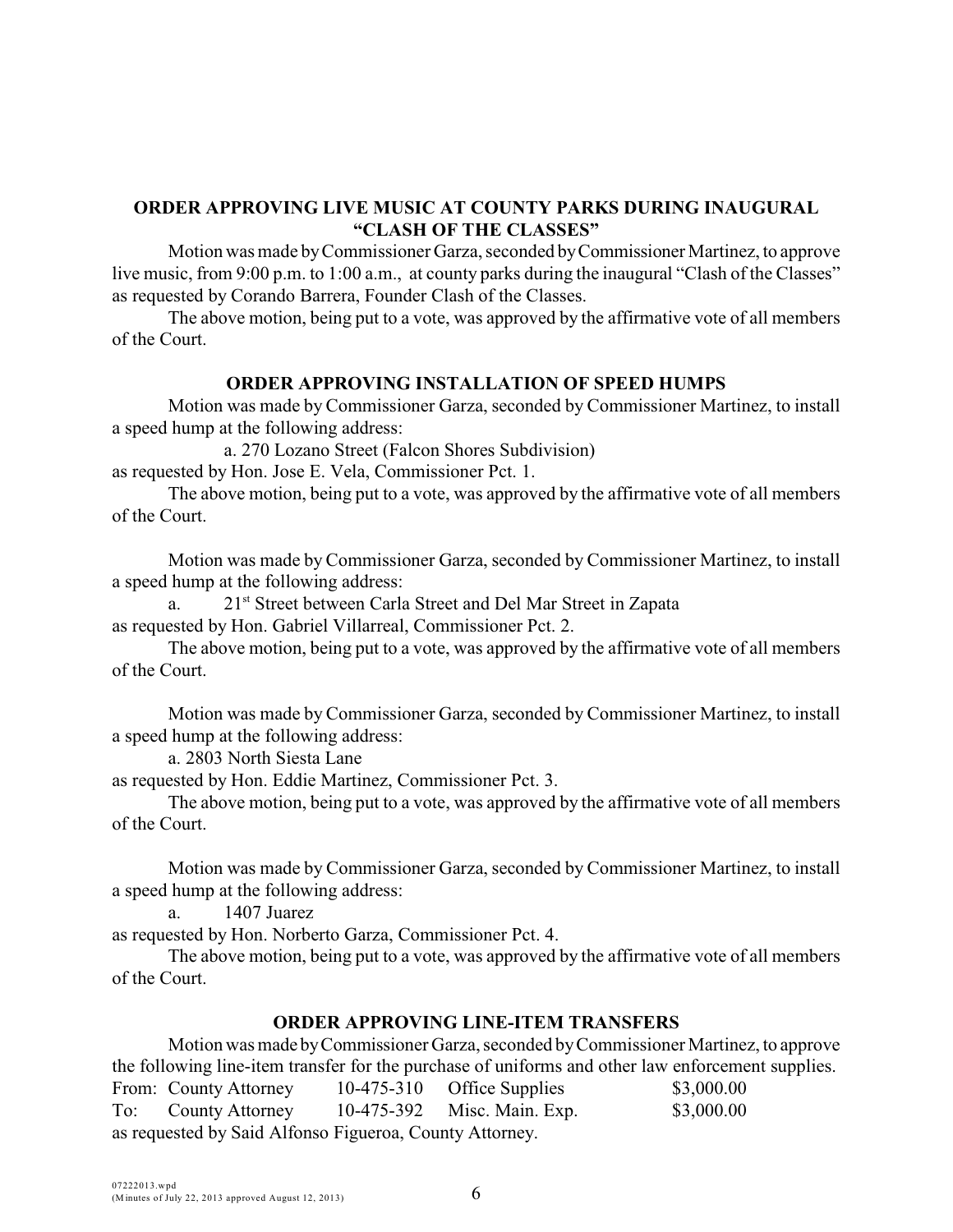**ORDER APPROVING LIVE MUSIC AT COUNTY PARKS DURING INAUGURAL "CLASH OF THE CLASSES"**

Motion was made by Commissioner Garza, seconded by Commissioner Martinez, to approve live music, from 9:00 p.m. to 1:00 a.m., at county parks during the inaugural "Clash of the Classes" as requested by Corando Barrera, Founder Clash of the Classes.

The above motion, being put to a vote, was approved by the affirmative vote of all members of the Court.

**ORDER APPROVING INSTALLATION OF SPEED HUMPS**

Motion was made by Commissioner Garza, seconded by Commissioner Martinez, to install a speed hump at the following address:

a. 270 Lozano Street (Falcon Shores Subdivision)

as requested by Hon. Jose E. Vela, Commissioner Pct. 1.

The above motion, being put to a vote, was approved by the affirmative vote of all members of the Court.

Motion was made by Commissioner Garza, seconded by Commissioner Martinez, to install a speed hump at the following address:

a. 21st Street between Carla Street and Del Mar Street in Zapata

as requested by Hon. Gabriel Villarreal, Commissioner Pct. 2.

The above motion, being put to a vote, was approved by the affirmative vote of all members of the Court.

Motion was made by Commissioner Garza, seconded by Commissioner Martinez, to install a speed hump at the following address:

a. 2803 North Siesta Lane

as requested by Hon. Eddie Martinez, Commissioner Pct. 3.

The above motion, being put to a vote, was approved by the affirmative vote of all members of the Court.

Motion was made by Commissioner Garza, seconded by Commissioner Martinez, to install a speed hump at the following address:

a. 1407 Juarez

as requested by Hon. Norberto Garza, Commissioner Pct. 4.

The above motion, being put to a vote, was approved by the affirmative vote of all members of the Court.

**ORDER APPROVING LINE-ITEM TRANSFERS**

Motion was made by Commissioner Garza, seconded by Commissioner Martinez, to approve the following line-item transfer for the purchase of uniforms and other law enforcement supplies.

| | | | | |
|---|---|---|---|---|
| From: | County Attorney | 10-475-310 | Office Supplies | $3,000.00 |
| To: | County Attorney | 10-475-392 | Misc. Main. Exp. | $3,000.00 |

as requested by Said Alfonso Figueroa, County Attorney.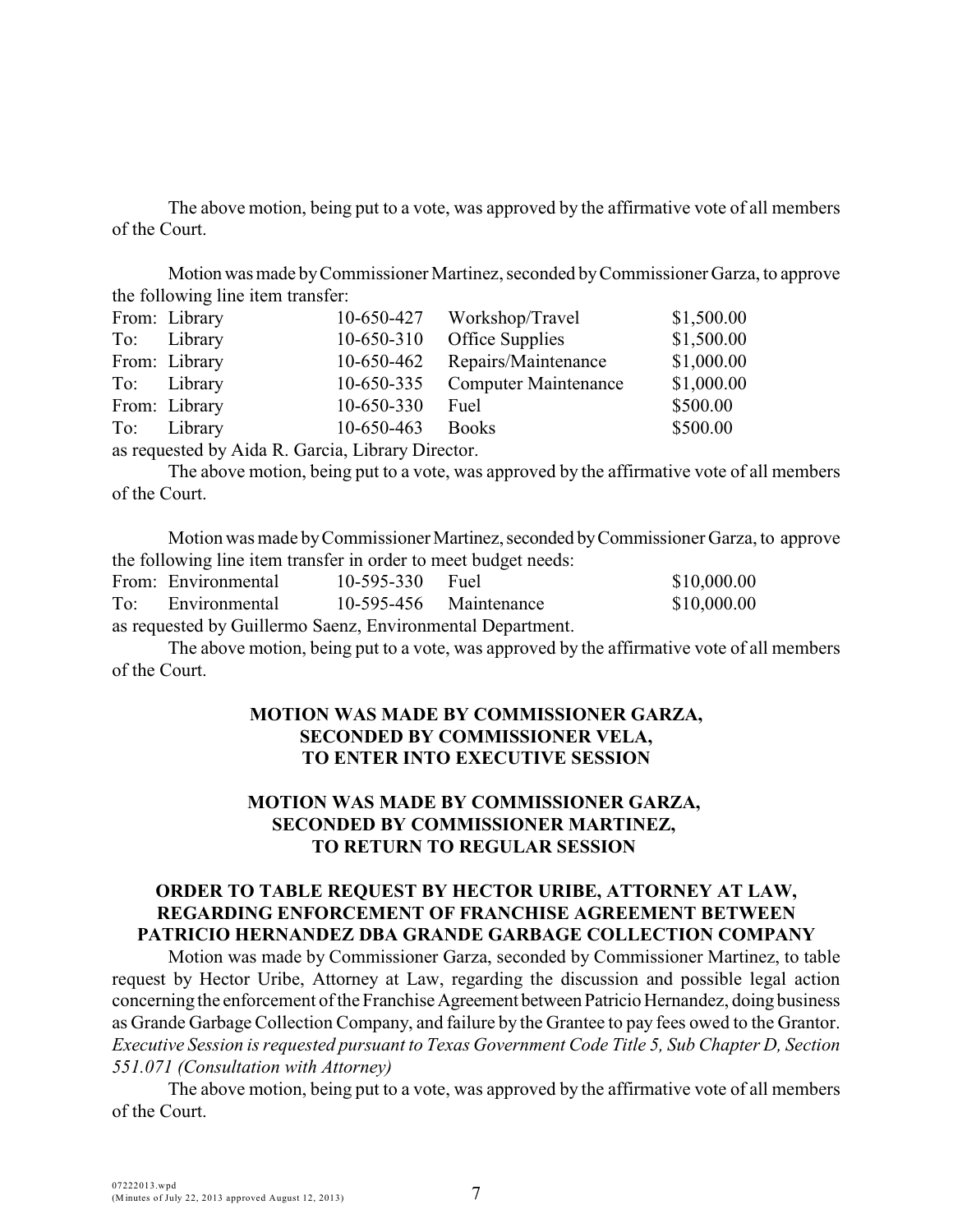The above motion, being put to a vote, was approved by the affirmative vote of all members of the Court.

Motion was made by Commissioner Martinez, seconded by Commissioner Garza, to approve the following line item transfer:

| | | | | |
|---|---|---|---|---|
| From: | Library | 10-650-427 | Workshop/Travel | $1,500.00 |
| To: | Library | 10-650-310 | Office Supplies | $1,500.00 |
| From: | Library | 10-650-462 | Repairs/Maintenance | $1,000.00 |
| To: | Library | 10-650-335 | Computer Maintenance | $1,000.00 |
| From: | Library | 10-650-330 | Fuel | $500.00 |
| To: | Library | 10-650-463 | Books | $500.00 |

as requested by Aida R. Garcia, Library Director.

The above motion, being put to a vote, was approved by the affirmative vote of all members of the Court.

Motion was made by Commissioner Martinez, seconded by Commissioner Garza, to approve the following line item transfer in order to meet budget needs:

| | | | | |
|---|---|---|---|---|
| From: | Environmental | 10-595-330 | Fuel | $10,000.00 |
| To: | Environmental | 10-595-456 | Maintenance | $10,000.00 |

as requested by Guillermo Saenz, Environmental Department.

The above motion, being put to a vote, was approved by the affirmative vote of all members of the Court.

**MOTION WAS MADE BY COMMISSIONER GARZA, SECONDED BY COMMISSIONER VELA, TO ENTER INTO EXECUTIVE SESSION**

**MOTION WAS MADE BY COMMISSIONER GARZA, SECONDED BY COMMISSIONER MARTINEZ, TO RETURN TO REGULAR SESSION**

**ORDER TO TABLE REQUEST BY HECTOR URIBE, ATTORNEY AT LAW, REGARDING ENFORCEMENT OF FRANCHISE AGREEMENT BETWEEN PATRICIO HERNANDEZ DBA GRANDE GARBAGE COLLECTION COMPANY**

Motion was made by Commissioner Garza, seconded by Commissioner Martinez, to table request by Hector Uribe, Attorney at Law, regarding the discussion and possible legal action concerning the enforcement of the Franchise Agreement between Patricio Hernandez, doing business as Grande Garbage Collection Company, and failure by the Grantee to pay fees owed to the Grantor. *Executive Session is requested pursuant to Texas Government Code Title 5, Sub Chapter D, Section 551.071 (Consultation with Attorney)*

The above motion, being put to a vote, was approved by the affirmative vote of all members of the Court.

07222013.wpd
(Minutes of July 22, 2013 approved August 12, 2013)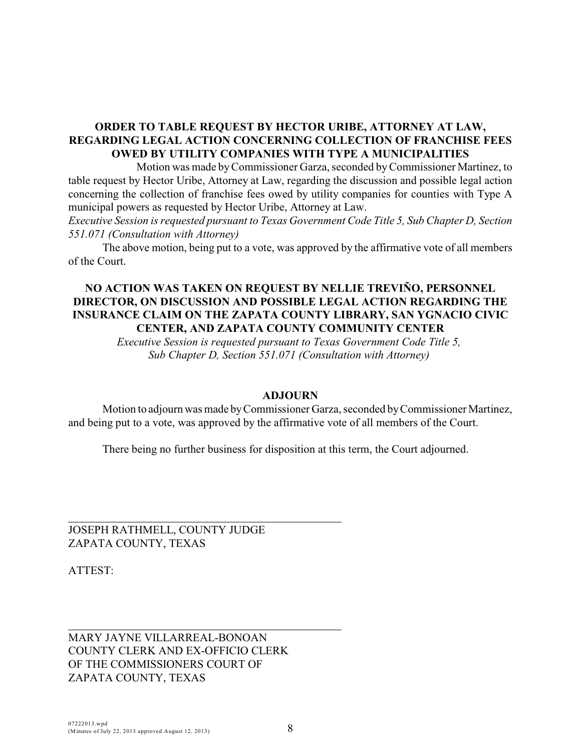**ORDER TO TABLE REQUEST BY HECTOR URIBE, ATTORNEY AT LAW, REGARDING LEGAL ACTION CONCERNING COLLECTION OF FRANCHISE FEES OWED BY UTILITY COMPANIES WITH TYPE A MUNICIPALITIES**

Motion was made by Commissioner Garza, seconded by Commissioner Martinez, to table request by Hector Uribe, Attorney at Law, regarding the discussion and possible legal action concerning the collection of franchise fees owed by utility companies for counties with Type A municipal powers as requested by Hector Uribe, Attorney at Law.

*Executive Session is requested pursuant to Texas Government Code Title 5, Sub Chapter D, Section 551.071 (Consultation with Attorney)*

The above motion, being put to a vote, was approved by the affirmative vote of all members of the Court.

**NO ACTION WAS TAKEN ON REQUEST BY NELLIE TREVIÑO, PERSONNEL DIRECTOR, ON DISCUSSION AND POSSIBLE LEGAL ACTION REGARDING THE INSURANCE CLAIM ON THE ZAPATA COUNTY LIBRARY, SAN YGNACIO CIVIC CENTER, AND ZAPATA COUNTY COMMUNITY CENTER**

*Executive Session is requested pursuant to Texas Government Code Title 5, Sub Chapter D, Section 551.071 (Consultation with Attorney)*

**ADJOURN**

Motion to adjourn was made by Commissioner Garza, seconded by Commissioner Martinez, and being put to a vote, was approved by the affirmative vote of all members of the Court.

There being no further business for disposition at this term, the Court adjourned.

JOSEPH RATHMELL, COUNTY JUDGE
ZAPATA COUNTY, TEXAS

ATTEST:

MARY JAYNE VILLARREAL-BONOAN
COUNTY CLERK AND EX-OFFICIO CLERK
OF THE COMMISSIONERS COURT OF
ZAPATA COUNTY, TEXAS

07222013.wpd
(Minutes of July 22, 2013 approved August 12, 2013)